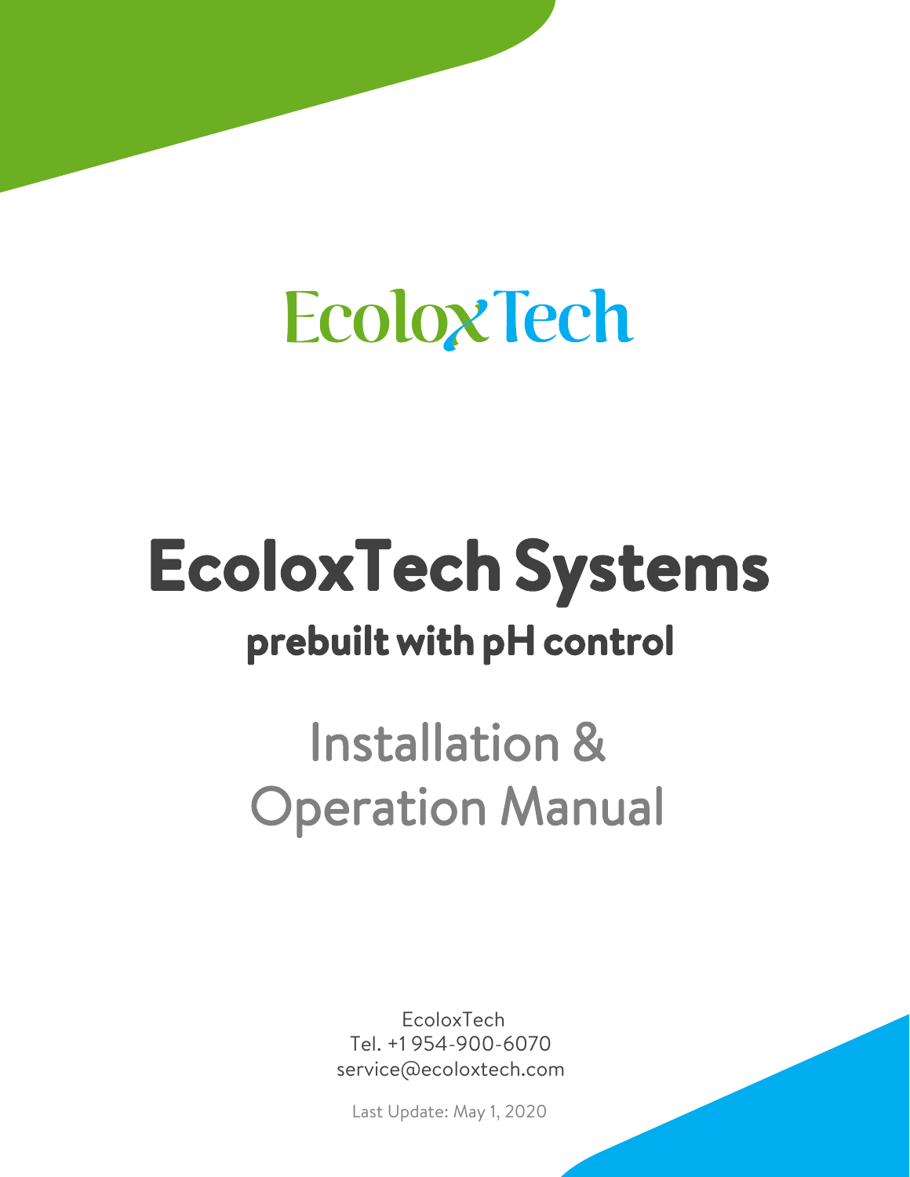EcoloxTech

# EcoloxTech Systems

## prebuilt with pH control

# Installation & Operation Manual

EcoloxTech
Tel. +1 954-900-6070
service@ecoloxtech.com

Last Update: May 1, 2020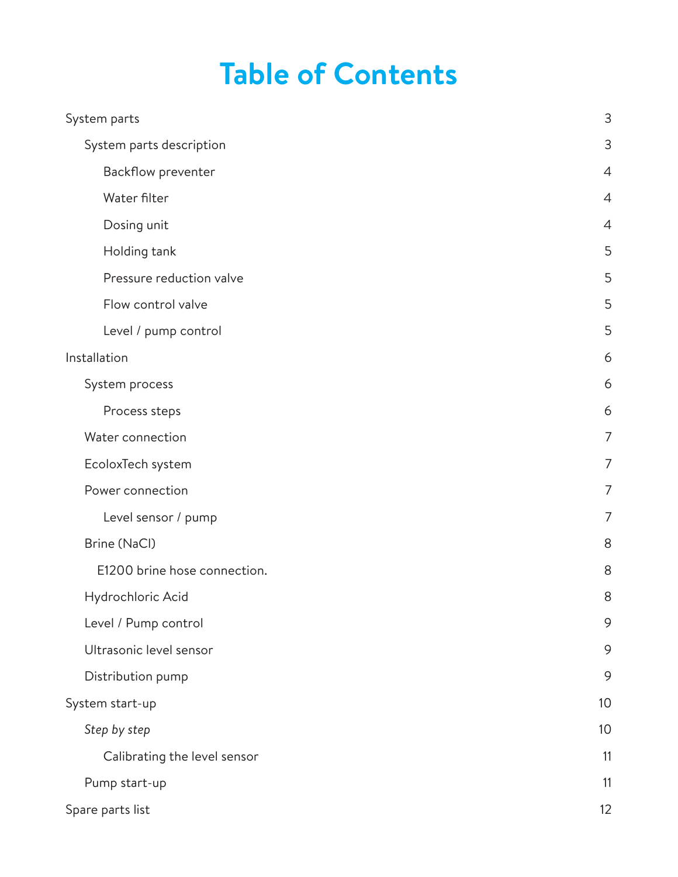# Table of Contents

- System parts 3
  - System parts description 3
    - Backflow preventer 4
    - Water filter 4
    - Dosing unit 4
    - Holding tank 5
    - Pressure reduction valve 5
    - Flow control valve 5
    - Level / pump control 5
- Installation 6
  - System process 6
    - Process steps 6
  - Water connection 7
  - EcoloxTech system 7
  - Power connection 7
    - Level sensor / pump 7
  - Brine (NaCl) 8
    - E1200 brine hose connection. 8
  - Hydrochloric Acid 8
  - Level / Pump control 9
  - Ultrasonic level sensor 9
  - Distribution pump 9
- System start-up 10
  - *Step by step* 10
    - Calibrating the level sensor 11
  - Pump start-up 11
- Spare parts list 12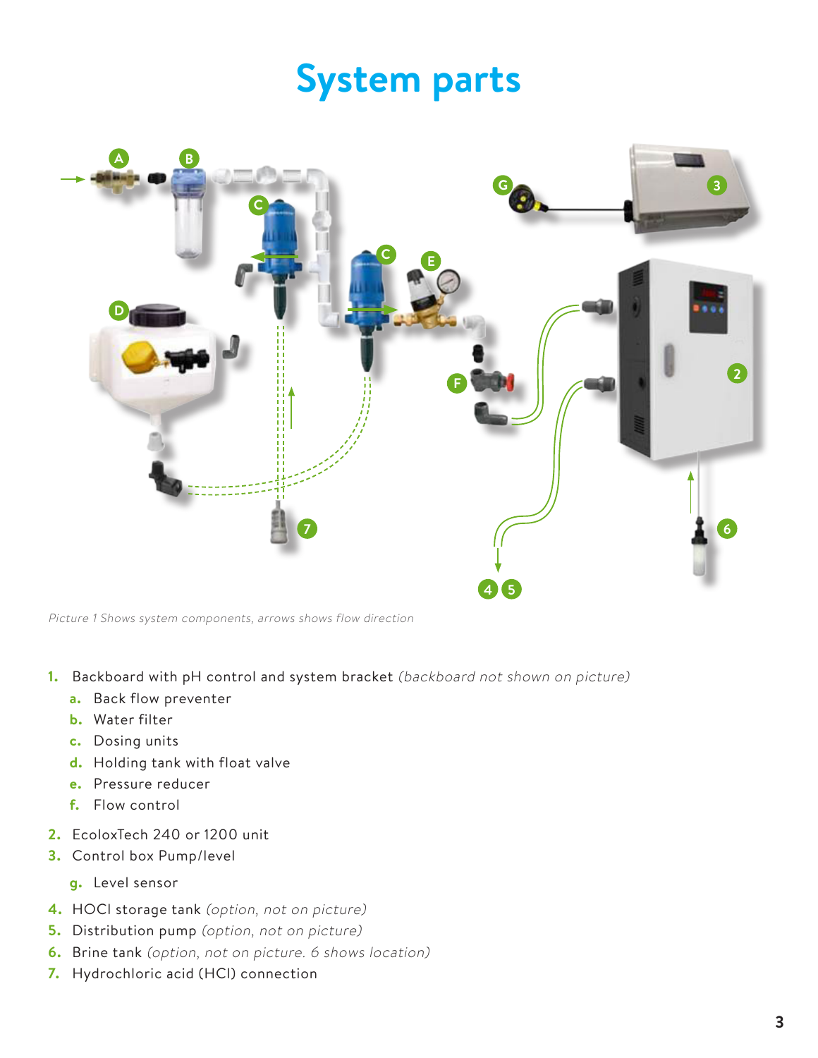# System parts

*Picture 1 Shows system components, arrows shows flow direction*

1. Backboard with pH control and system bracket *(backboard not shown on picture)*
   a. Back flow preventer
   b. Water filter
   c. Dosing units
   d. Holding tank with float valve
   e. Pressure reducer
   f. Flow control
2. EcoloxTech 240 or 1200 unit
3. Control box Pump/level
   g. Level sensor
4. HOCl storage tank *(option, not on picture)*
5. Distribution pump *(option, not on picture)*
6. Brine tank *(option, not on picture. 6 shows location)*
7. Hydrochloric acid (HCl) connection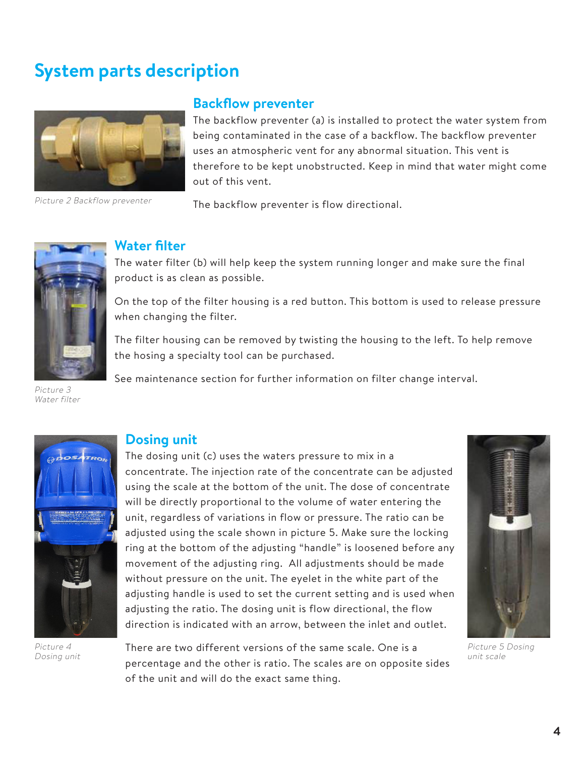# System parts description

Picture 2 Backflow preventer

## Backflow preventer

The backflow preventer (a) is installed to protect the water system from being contaminated in the case of a backflow. The backflow preventer uses an atmospheric vent for any abnormal situation. This vent is therefore to be kept unobstructed. Keep in mind that water might come out of this vent.

The backflow preventer is flow directional.

Picture 3 Water filter

## Water filter

The water filter (b) will help keep the system running longer and make sure the final product is as clean as possible.

On the top of the filter housing is a red button. This bottom is used to release pressure when changing the filter.

The filter housing can be removed by twisting the housing to the left. To help remove the hosing a specialty tool can be purchased.

See maintenance section for further information on filter change interval.

Picture 4 Dosing unit

## Dosing unit

The dosing unit (c) uses the waters pressure to mix in a concentrate. The injection rate of the concentrate can be adjusted using the scale at the bottom of the unit. The dose of concentrate will be directly proportional to the volume of water entering the unit, regardless of variations in flow or pressure. The ratio can be adjusted using the scale shown in picture 5. Make sure the locking ring at the bottom of the adjusting "handle" is loosened before any movement of the adjusting ring. All adjustments should be made without pressure on the unit. The eyelet in the white part of the adjusting handle is used to set the current setting and is used when adjusting the ratio. The dosing unit is flow directional, the flow direction is indicated with an arrow, between the inlet and outlet.

There are two different versions of the same scale. One is a percentage and the other is ratio. The scales are on opposite sides of the unit and will do the exact same thing.

Picture 5 Dosing unit scale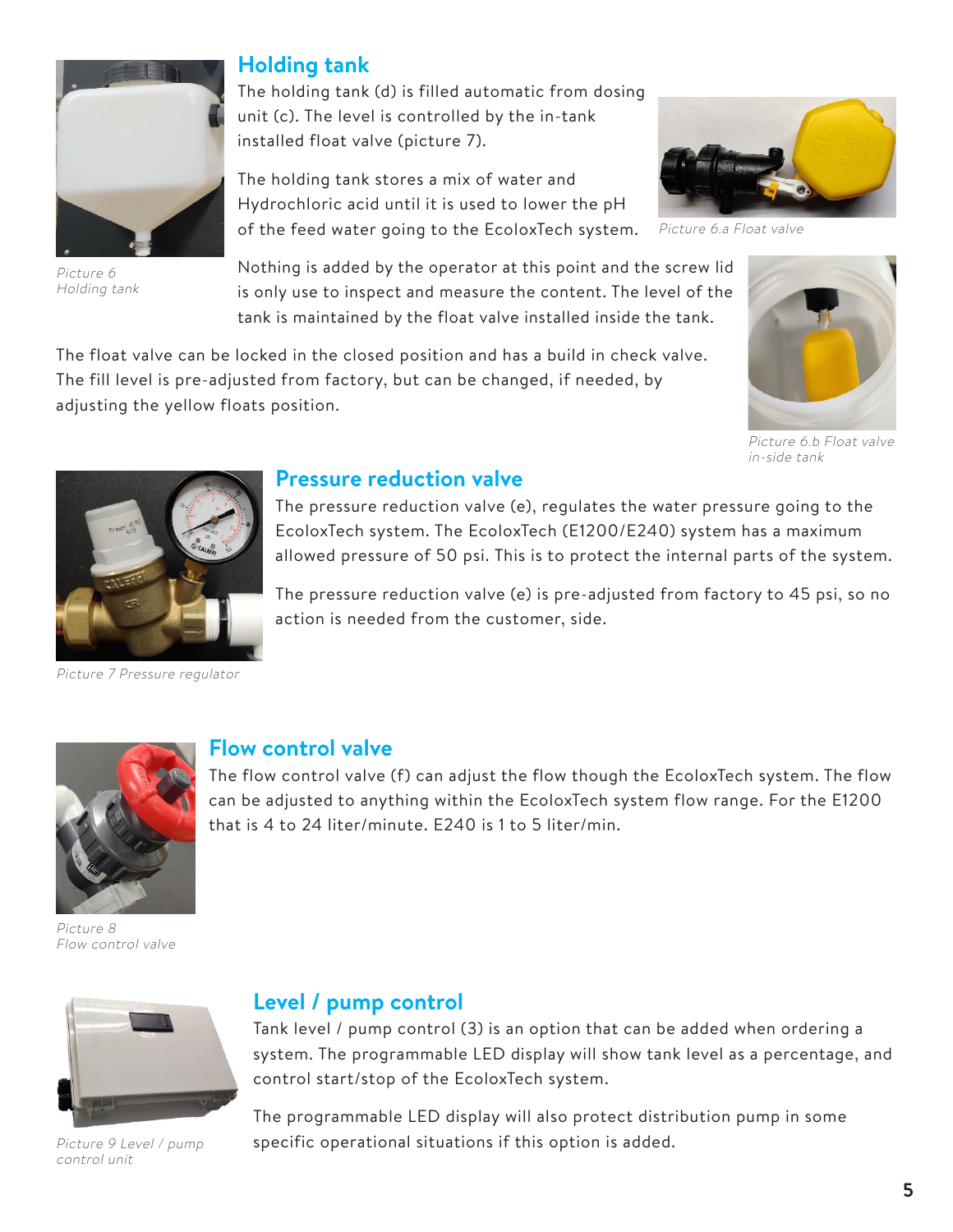## Holding tank

The holding tank (d) is filled automatic from dosing unit (c). The level is controlled by the in-tank installed float valve (picture 7).

The holding tank stores a mix of water and Hydrochloric acid until it is used to lower the pH of the feed water going to the EcoloxTech system.

Nothing is added by the operator at this point and the screw lid is only use to inspect and measure the content. The level of the tank is maintained by the float valve installed inside the tank.

The float valve can be locked in the closed position and has a build in check valve. The fill level is pre-adjusted from factory, but can be changed, if needed, by adjusting the yellow floats position.

Picture 6
Holding tank

Picture 6.a Float valve

Picture 6.b Float valve in-side tank

## Pressure reduction valve

The pressure reduction valve (e), regulates the water pressure going to the EcoloxTech system. The EcoloxTech (E1200/E240) system has a maximum allowed pressure of 50 psi. This is to protect the internal parts of the system.

The pressure reduction valve (e) is pre-adjusted from factory to 45 psi, so no action is needed from the customer, side.

Picture 7 Pressure regulator

## Flow control valve

The flow control valve (f) can adjust the flow though the EcoloxTech system. The flow can be adjusted to anything within the EcoloxTech system flow range. For the E1200 that is 4 to 24 liter/minute. E240 is 1 to 5 liter/min.

Picture 8
Flow control valve

## Level / pump control

Tank level / pump control (3) is an option that can be added when ordering a system. The programmable LED display will show tank level as a percentage, and control start/stop of the EcoloxTech system.

The programmable LED display will also protect distribution pump in some specific operational situations if this option is added.

Picture 9 Level / pump control unit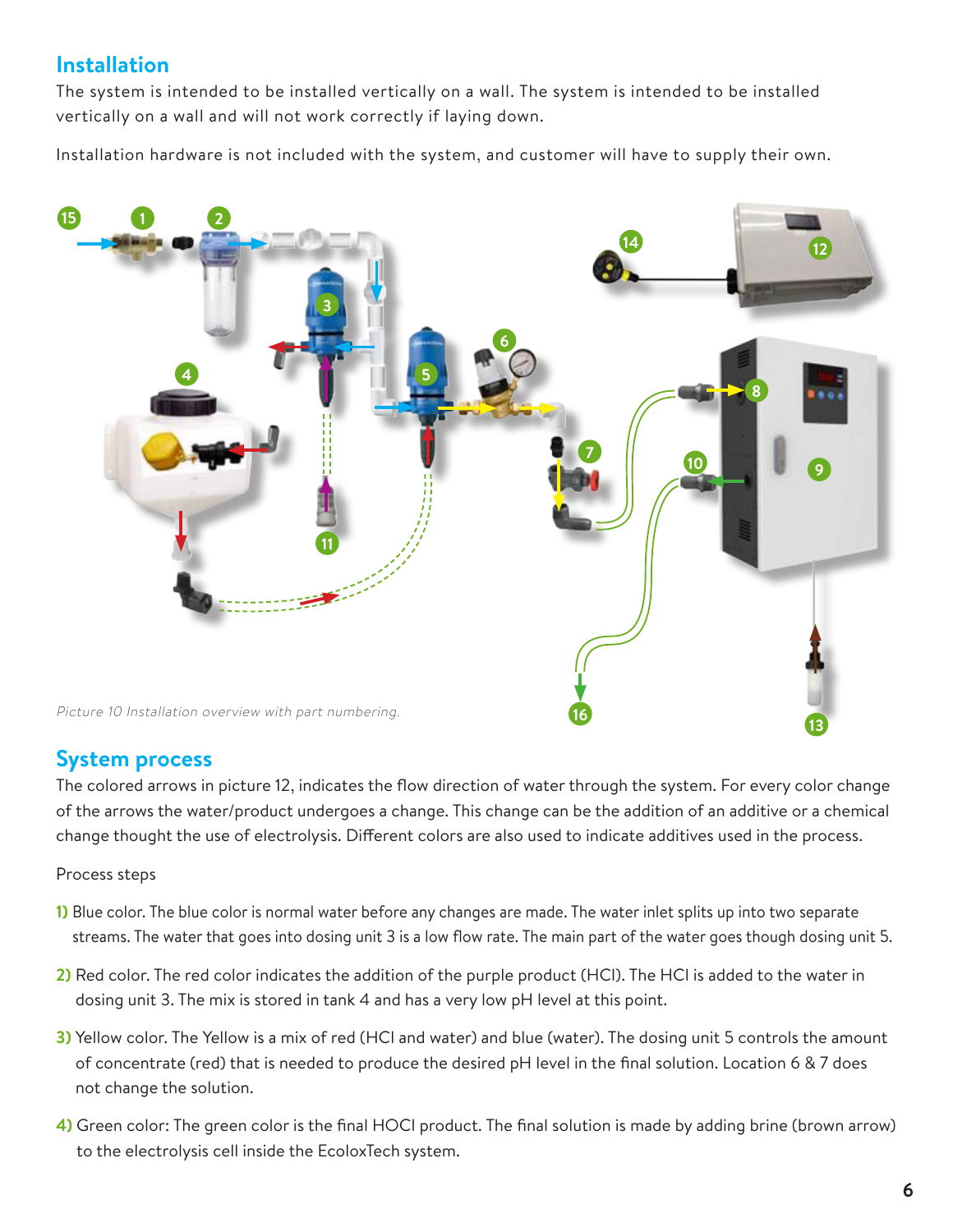## Installation

The system is intended to be installed vertically on a wall. The system is intended to be installed vertically on a wall and will not work correctly if laying down.

Installation hardware is not included with the system, and customer will have to supply their own.

15
1
2
14
12
3
4
5
6
7
8
10
9
11
16
13

*Picture 10 Installation overview with part numbering.*

## System process

The colored arrows in picture 12, indicates the flow direction of water through the system. For every color change of the arrows the water/product undergoes a change. This change can be the addition of an additive or a chemical change thought the use of electrolysis. Different colors are also used to indicate additives used in the process.

Process steps

1) Blue color. The blue color is normal water before any changes are made. The water inlet splits up into two separate streams. The water that goes into dosing unit 3 is a low flow rate. The main part of the water goes though dosing unit 5.

2) Red color. The red color indicates the addition of the purple product (HCl). The HCl is added to the water in dosing unit 3. The mix is stored in tank 4 and has a very low pH level at this point.

3) Yellow color. The Yellow is a mix of red (HCl and water) and blue (water). The dosing unit 5 controls the amount of concentrate (red) that is needed to produce the desired pH level in the final solution. Location 6 & 7 does not change the solution.

4) Green color: The green color is the final HOCl product. The final solution is made by adding brine (brown arrow) to the electrolysis cell inside the EcoloxTech system.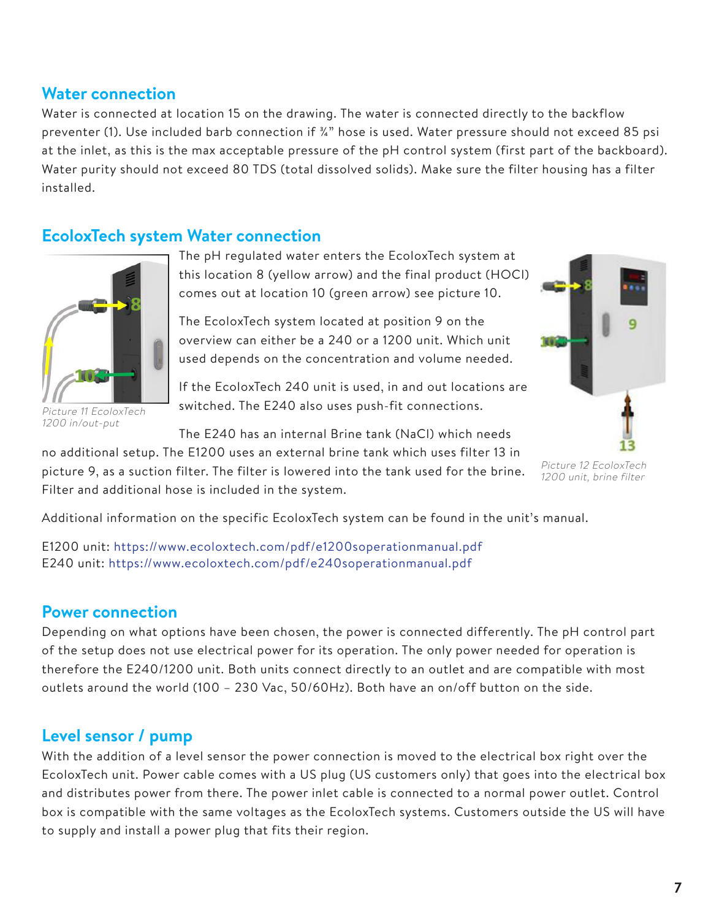## Water connection

Water is connected at location 15 on the drawing. The water is connected directly to the backflow preventer (1). Use included barb connection if ¾" hose is used. Water pressure should not exceed 85 psi at the inlet, as this is the max acceptable pressure of the pH control system (first part of the backboard). Water purity should not exceed 80 TDS (total dissolved solids). Make sure the filter housing has a filter installed.

## EcoloxTech system Water connection

The pH regulated water enters the EcoloxTech system at this location 8 (yellow arrow) and the final product (HOCl) comes out at location 10 (green arrow) see picture 10.

*Picture 11 EcoloxTech 1200 in/out-put*

The EcoloxTech system located at position 9 on the overview can either be a 240 or a 1200 unit. Which unit used depends on the concentration and volume needed.

If the EcoloxTech 240 unit is used, in and out locations are switched. The E240 also uses push-fit connections.

The E240 has an internal Brine tank (NaCl) which needs no additional setup. The E1200 uses an external brine tank which uses filter 13 in picture 9, as a suction filter. The filter is lowered into the tank used for the brine. Filter and additional hose is included in the system.

*Picture 12 EcoloxTech 1200 unit, brine filter*

Additional information on the specific EcoloxTech system can be found in the unit's manual.

E1200 unit: https://www.ecoloxtech.com/pdf/e1200soperationmanual.pdf
E240 unit: https://www.ecoloxtech.com/pdf/e240soperationmanual.pdf

## Power connection

Depending on what options have been chosen, the power is connected differently. The pH control part of the setup does not use electrical power for its operation. The only power needed for operation is therefore the E240/1200 unit. Both units connect directly to an outlet and are compatible with most outlets around the world (100 – 230 Vac, 50/60Hz). Both have an on/off button on the side.

## Level sensor / pump

With the addition of a level sensor the power connection is moved to the electrical box right over the EcoloxTech unit. Power cable comes with a US plug (US customers only) that goes into the electrical box and distributes power from there. The power inlet cable is connected to a normal power outlet. Control box is compatible with the same voltages as the EcoloxTech systems. Customers outside the US will have to supply and install a power plug that fits their region.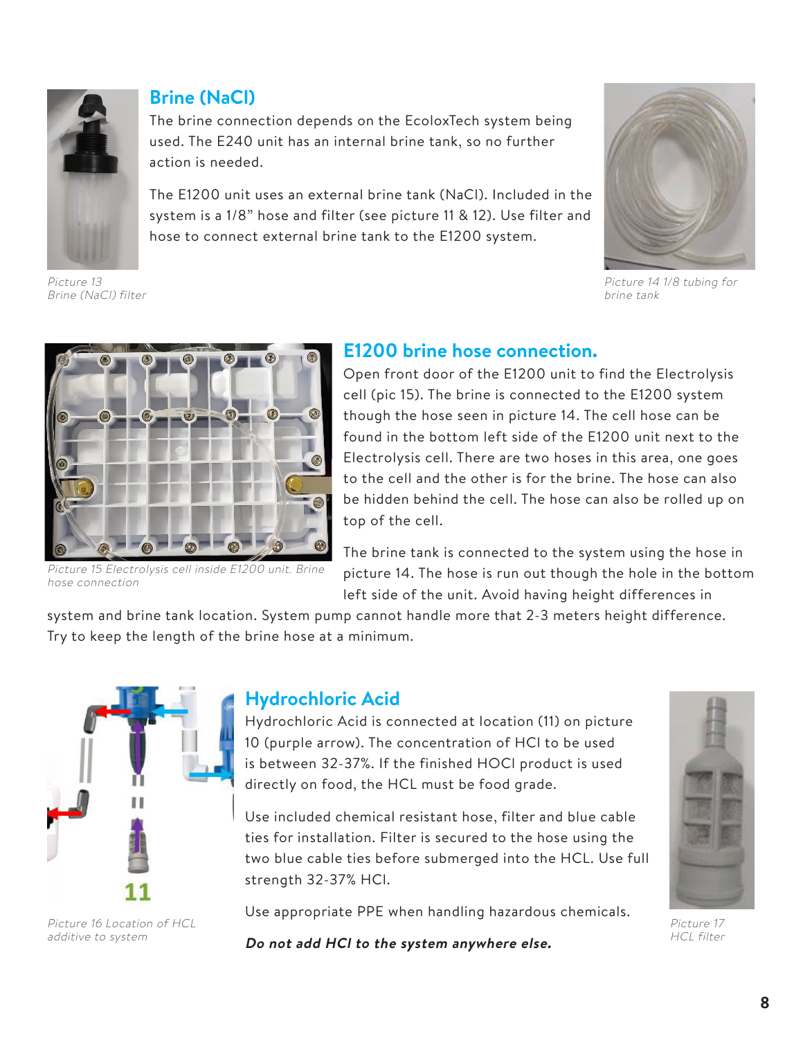## Brine (NaCl)

The brine connection depends on the EcoloxTech system being used. The E240 unit has an internal brine tank, so no further action is needed.

The E1200 unit uses an external brine tank (NaCl). Included in the system is a 1/8" hose and filter (see picture 11 & 12). Use filter and hose to connect external brine tank to the E1200 system.

*Picture 13 Brine (NaCl) filter*

*Picture 14 1/8 tubing for brine tank*

## E1200 brine hose connection.

Open front door of the E1200 unit to find the Electrolysis cell (pic 15). The brine is connected to the E1200 system though the hose seen in picture 14. The cell hose can be found in the bottom left side of the E1200 unit next to the Electrolysis cell. There are two hoses in this area, one goes to the cell and the other is for the brine. The hose can also be hidden behind the cell. The hose can also be rolled up on top of the cell.

The brine tank is connected to the system using the hose in picture 14. The hose is run out though the hole in the bottom left side of the unit. Avoid having height differences in system and brine tank location. System pump cannot handle more that 2-3 meters height difference. Try to keep the length of the brine hose at a minimum.

*Picture 15 Electrolysis cell inside E1200 unit. Brine hose connection*

## Hydrochloric Acid

Hydrochloric Acid is connected at location (11) on picture 10 (purple arrow). The concentration of HCl to be used is between 32-37%. If the finished HOCl product is used directly on food, the HCL must be food grade.

Use included chemical resistant hose, filter and blue cable ties for installation. Filter is secured to the hose using the two blue cable ties before submerged into the HCL. Use full strength 32-37% HCl.

Use appropriate PPE when handling hazardous chemicals.

***Do not add HCl to the system anywhere else.***

*Picture 16 Location of HCL additive to system*

*Picture 17 HCL filter*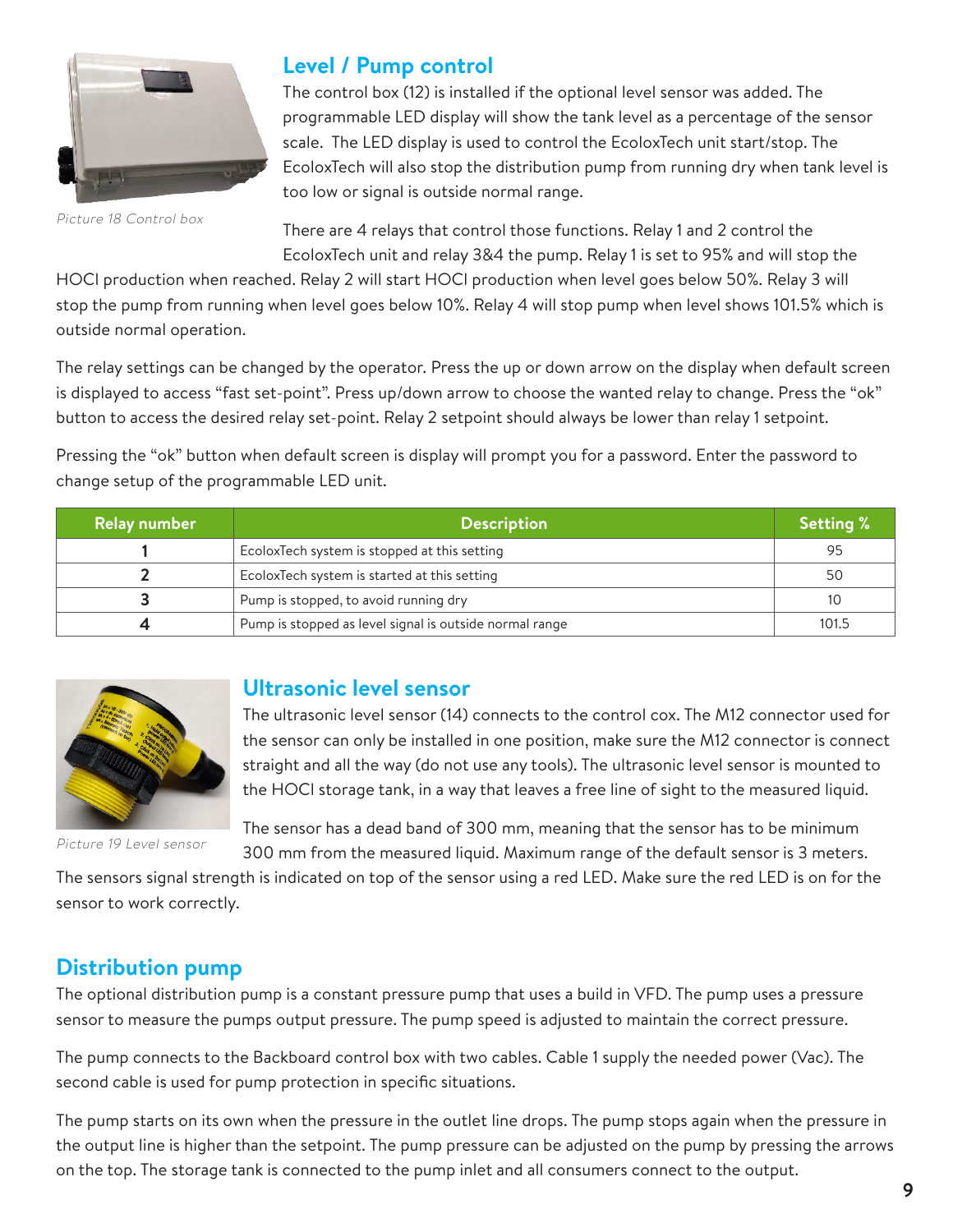Picture 18 Control box

## Level / Pump control

The control box (12) is installed if the optional level sensor was added. The programmable LED display will show the tank level as a percentage of the sensor scale.  The LED display is used to control the EcoloxTech unit start/stop. The EcoloxTech will also stop the distribution pump from running dry when tank level is too low or signal is outside normal range.

There are 4 relays that control those functions. Relay 1 and 2 control the EcoloxTech unit and relay 3&4 the pump. Relay 1 is set to 95% and will stop the HOCl production when reached. Relay 2 will start HOCl production when level goes below 50%. Relay 3 will stop the pump from running when level goes below 10%. Relay 4 will stop pump when level shows 101.5% which is outside normal operation.

The relay settings can be changed by the operator. Press the up or down arrow on the display when default screen is displayed to access "fast set-point". Press up/down arrow to choose the wanted relay to change. Press the "ok" button to access the desired relay set-point. Relay 2 setpoint should always be lower than relay 1 setpoint.

Pressing the "ok" button when default screen is display will prompt you for a password. Enter the password to change setup of the programmable LED unit.

| Relay number | Description | Setting % |
|---|---|---|
| **1** | EcoloxTech system is stopped at this setting | 95 |
| **2** | EcoloxTech system is started at this setting | 50 |
| **3** | Pump is stopped, to avoid running dry | 10 |
| **4** | Pump is stopped as level signal is outside normal range | 101.5 |

Picture 19 Level sensor

## Ultrasonic level sensor

The ultrasonic level sensor (14) connects to the control cox. The M12 connector used for the sensor can only be installed in one position, make sure the M12 connector is connect straight and all the way (do not use any tools). The ultrasonic level sensor is mounted to the HOCl storage tank, in a way that leaves a free line of sight to the measured liquid.

The sensor has a dead band of 300 mm, meaning that the sensor has to be minimum 300 mm from the measured liquid. Maximum range of the default sensor is 3 meters. The sensors signal strength is indicated on top of the sensor using a red LED. Make sure the red LED is on for the sensor to work correctly.

## Distribution pump

The optional distribution pump is a constant pressure pump that uses a build in VFD. The pump uses a pressure sensor to measure the pumps output pressure. The pump speed is adjusted to maintain the correct pressure.

The pump connects to the Backboard control box with two cables. Cable 1 supply the needed power (Vac). The second cable is used for pump protection in specific situations.

The pump starts on its own when the pressure in the outlet line drops. The pump stops again when the pressure in the output line is higher than the setpoint. The pump pressure can be adjusted on the pump by pressing the arrows on the top. The storage tank is connected to the pump inlet and all consumers connect to the output.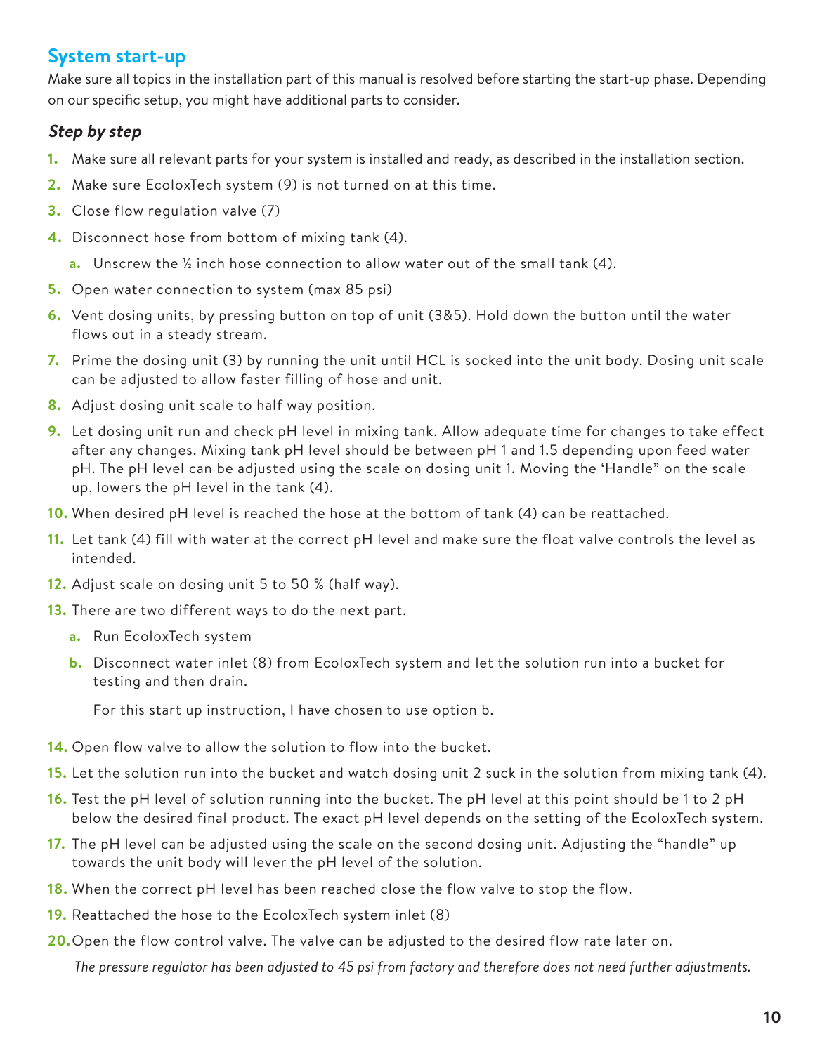## System start-up

Make sure all topics in the installation part of this manual is resolved before starting the start-up phase. Depending on our specific setup, you might have additional parts to consider.

### *Step by step*

1. Make sure all relevant parts for your system is installed and ready, as described in the installation section.
2. Make sure EcoloxTech system (9) is not turned on at this time.
3. Close flow regulation valve (7)
4. Disconnect hose from bottom of mixing tank (4).
   a. Unscrew the ½ inch hose connection to allow water out of the small tank (4).
5. Open water connection to system (max 85 psi)
6. Vent dosing units, by pressing button on top of unit (3&5). Hold down the button until the water flows out in a steady stream.
7. Prime the dosing unit (3) by running the unit until HCL is socked into the unit body. Dosing unit scale can be adjusted to allow faster filling of hose and unit.
8. Adjust dosing unit scale to half way position.
9. Let dosing unit run and check pH level in mixing tank. Allow adequate time for changes to take effect after any changes. Mixing tank pH level should be between pH 1 and 1.5 depending upon feed water pH. The pH level can be adjusted using the scale on dosing unit 1. Moving the 'Handle" on the scale up, lowers the pH level in the tank (4).
10. When desired pH level is reached the hose at the bottom of tank (4) can be reattached.
11. Let tank (4) fill with water at the correct pH level and make sure the float valve controls the level as intended.
12. Adjust scale on dosing unit 5 to 50 % (half way).
13. There are two different ways to do the next part.
    a. Run EcoloxTech system
    b. Disconnect water inlet (8) from EcoloxTech system and let the solution run into a bucket for testing and then drain.

    For this start up instruction, I have chosen to use option b.
14. Open flow valve to allow the solution to flow into the bucket.
15. Let the solution run into the bucket and watch dosing unit 2 suck in the solution from mixing tank (4).
16. Test the pH level of solution running into the bucket. The pH level at this point should be 1 to 2 pH below the desired final product. The exact pH level depends on the setting of the EcoloxTech system.
17. The pH level can be adjusted using the scale on the second dosing unit. Adjusting the "handle" up towards the unit body will lever the pH level of the solution.
18. When the correct pH level has been reached close the flow valve to stop the flow.
19. Reattached the hose to the EcoloxTech system inlet (8)
20. Open the flow control valve. The valve can be adjusted to the desired flow rate later on.

    *The pressure regulator has been adjusted to 45 psi from factory and therefore does not need further adjustments.*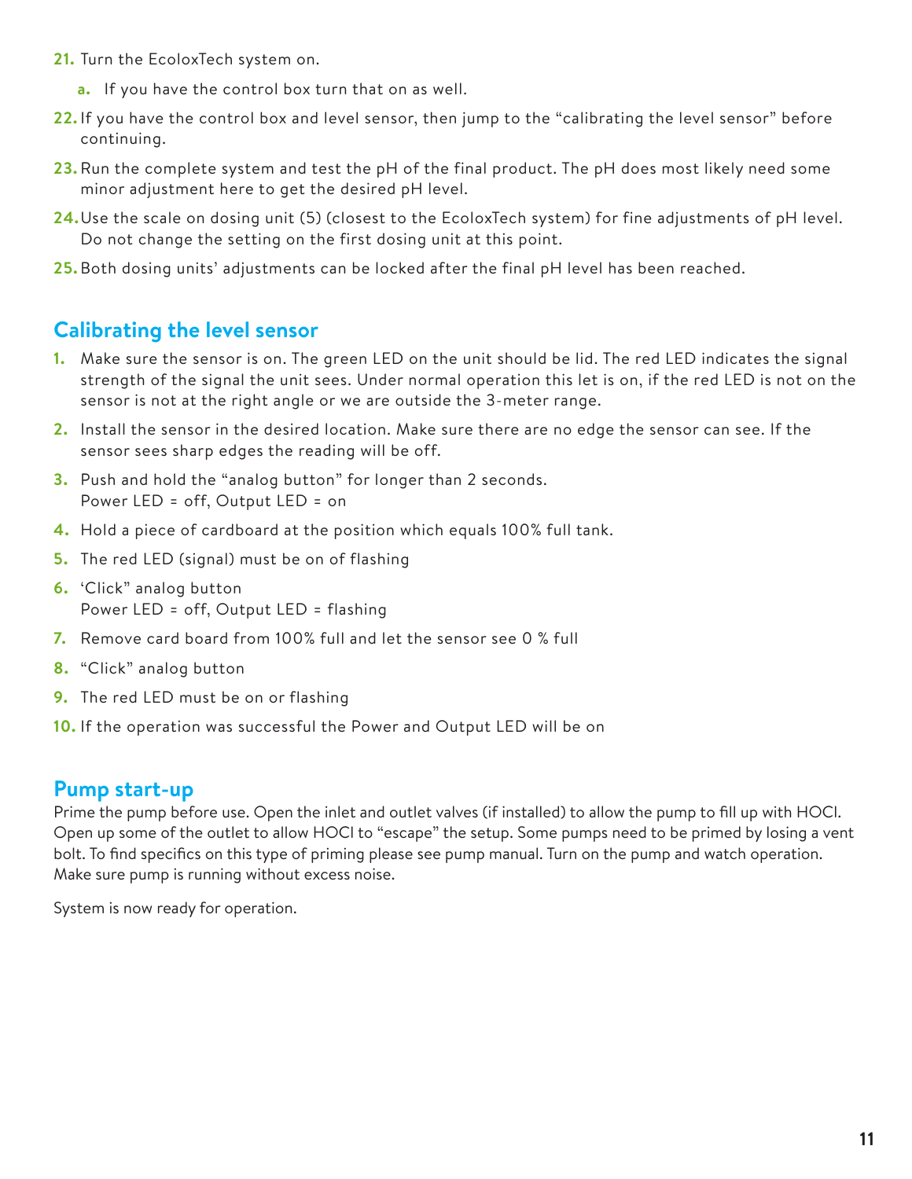21. Turn the EcoloxTech system on.
    a. If you have the control box turn that on as well.
22. If you have the control box and level sensor, then jump to the “calibrating the level sensor” before continuing.
23. Run the complete system and test the pH of the final product. The pH does most likely need some minor adjustment here to get the desired pH level.
24. Use the scale on dosing unit (5) (closest to the EcoloxTech system) for fine adjustments of pH level. Do not change the setting on the first dosing unit at this point.
25. Both dosing units’ adjustments can be locked after the final pH level has been reached.

## Calibrating the level sensor

1. Make sure the sensor is on. The green LED on the unit should be lid. The red LED indicates the signal strength of the signal the unit sees. Under normal operation this let is on, if the red LED is not on the sensor is not at the right angle or we are outside the 3-meter range.
2. Install the sensor in the desired location. Make sure there are no edge the sensor can see. If the sensor sees sharp edges the reading will be off.
3. Push and hold the “analog button” for longer than 2 seconds.
   Power LED = off, Output LED = on
4. Hold a piece of cardboard at the position which equals 100% full tank.
5. The red LED (signal) must be on of flashing
6. ‘Click” analog button
   Power LED = off, Output LED = flashing
7. Remove card board from 100% full and let the sensor see 0 % full
8. “Click” analog button
9. The red LED must be on or flashing
10. If the operation was successful the Power and Output LED will be on

## Pump start-up

Prime the pump before use. Open the inlet and outlet valves (if installed) to allow the pump to fill up with HOCl. Open up some of the outlet to allow HOCl to “escape” the setup. Some pumps need to be primed by losing a vent bolt. To find specifics on this type of priming please see pump manual. Turn on the pump and watch operation. Make sure pump is running without excess noise.

System is now ready for operation.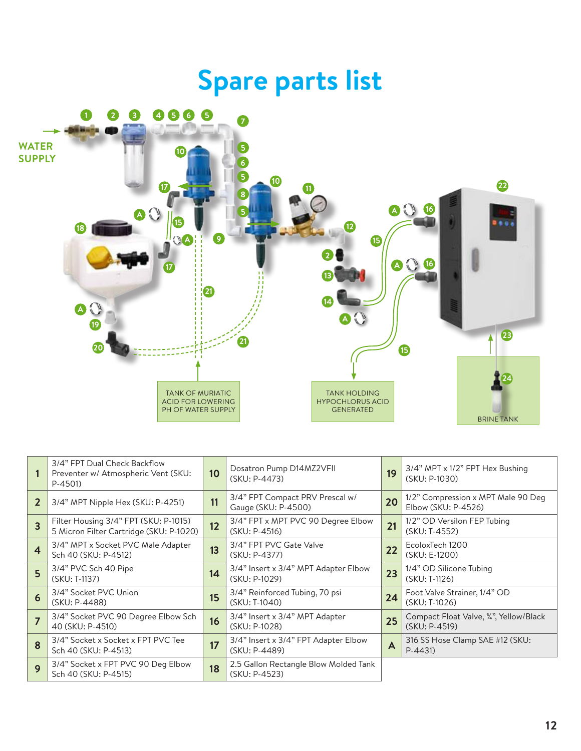# Spare parts list

WATER SUPPLY

TANK OF MURIATIC ACID FOR LOWERING PH OF WATER SUPPLY

TANK HOLDING HYPOCHLORUS ACID GENERATED

BRINE TANK

| | | | | | |
|---|---|---|---|---|---|
| 1 | 3/4" FPT Dual Check Backflow Preventer w/ Atmospheric Vent (SKU: P-4501) | 10 | Dosatron Pump D14MZ2VFII (SKU: P-4473) | 19 | 3/4" MPT x 1/2" FPT Hex Bushing (SKU: P-1030) |
| 2 | 3/4" MPT Nipple Hex (SKU: P-4251) | 11 | 3/4" FPT Compact PRV Prescal w/ Gauge (SKU: P-4500) | 20 | 1/2" Compression x MPT Male 90 Deg Elbow (SKU: P-4526) |
| 3 | Filter Housing 3/4" FPT (SKU: P-1015) 5 Micron Filter Cartridge (SKU: P-1020) | 12 | 3/4" FPT x MPT PVC 90 Degree Elbow (SKU: P-4516) | 21 | 1/2" OD Versilon FEP Tubing (SKU: T-4552) |
| 4 | 3/4" MPT x Socket PVC Male Adapter Sch 40 (SKU: P-4512) | 13 | 3/4" FPT PVC Gate Valve (SKU: P-4377) | 22 | EcoloxTech 1200 (SKU: E-1200) |
| 5 | 3/4" PVC Sch 40 Pipe (SKU: T-1137) | 14 | 3/4" Insert x 3/4" MPT Adapter Elbow (SKU: P-1029) | 23 | 1/4" OD Silicone Tubing (SKU: T-1126) |
| 6 | 3/4" Socket PVC Union (SKU: P-4488) | 15 | 3/4" Reinforced Tubing, 70 psi (SKU: T-1040) | 24 | Foot Valve Strainer, 1/4" OD (SKU: T-1026) |
| 7 | 3/4" Socket PVC 90 Degree Elbow Sch 40 (SKU: P-4510) | 16 | 3/4" Insert x 3/4" MPT Adapter (SKU: P-1028) | 25 | Compact Float Valve, ¾", Yellow/Black (SKU: P-4519) |
| 8 | 3/4" Socket x Socket x FPT PVC Tee Sch 40 (SKU: P-4513) | 17 | 3/4" Insert x 3/4" FPT Adapter Elbow (SKU: P-4489) | A | 316 SS Hose Clamp SAE #12 (SKU: P-4431) |
| 9 | 3/4" Socket x FPT PVC 90 Deg Elbow Sch 40 (SKU: P-4515) | 18 | 2.5 Gallon Rectangle Blow Molded Tank (SKU: P-4523) | | |